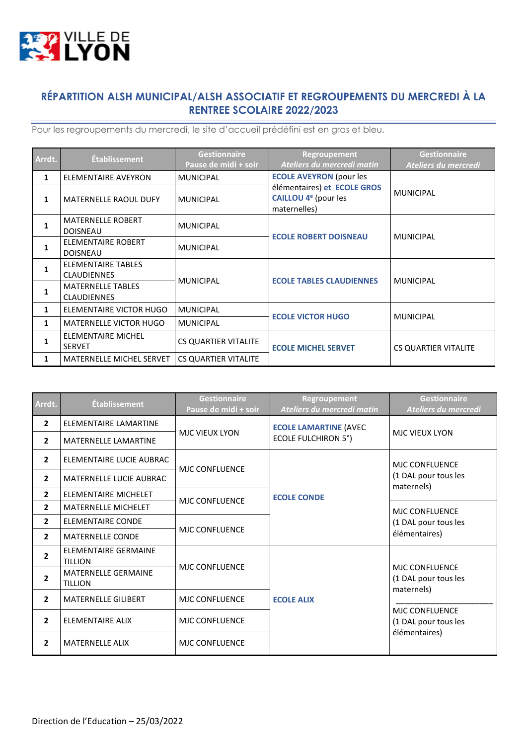VILLE DE LYON

# RÉPARTITION ALSH MUNICIPAL/ALSH ASSOCIATIF ET REGROUPEMENTS DU MERCREDI À LA RENTREE SCOLAIRE 2022/2023

Pour les regroupements du mercredi, le site d'accueil prédéfini est en gras et bleu.

| Arrdt. | Établissement | Gestionnaire Pause de midi + soir | Regroupement *Ateliers du mercredi matin* | Gestionnaire *Ateliers du mercredi* |
|---|---|---|---|---|
| 1 | ELEMENTAIRE AVEYRON | MUNICIPAL | **ECOLE AVEYRON** (pour les élémentaires) **et ECOLE GROS CAILLOU 4e** (pour les maternelles) | MUNICIPAL |
| 1 | MATERNELLE RAOUL DUFY | MUNICIPAL | | |
| 1 | MATERNELLE ROBERT DOISNEAU | MUNICIPAL | **ECOLE ROBERT DOISNEAU** | MUNICIPAL |
| 1 | ELEMENTAIRE ROBERT DOISNEAU | MUNICIPAL | | |
| 1 | ELEMENTAIRE TABLES CLAUDIENNES | MUNICIPAL | **ECOLE TABLES CLAUDIENNES** | MUNICIPAL |
| 1 | MATERNELLE TABLES CLAUDIENNES | | | |
| 1 | ELEMENTAIRE VICTOR HUGO | MUNICIPAL | **ECOLE VICTOR HUGO** | MUNICIPAL |
| 1 | MATERNELLE VICTOR HUGO | MUNICIPAL | | |
| 1 | ELEMENTAIRE MICHEL SERVET | CS QUARTIER VITALITE | **ECOLE MICHEL SERVET** | CS QUARTIER VITALITE |
| 1 | MATERNELLE MICHEL SERVET | CS QUARTIER VITALITE | | |

| Arrdt. | Établissement | Gestionnaire Pause de midi + soir | Regroupement *Ateliers du mercredi matin* | Gestionnaire *Ateliers du mercredi* |
|---|---|---|---|---|
| 2 | ELEMENTAIRE LAMARTINE | MJC VIEUX LYON | **ECOLE LAMARTINE** (AVEC ECOLE FULCHIRON 5°) | MJC VIEUX LYON |
| 2 | MATERNELLE LAMARTINE | | | |
| 2 | ELEMENTAIRE LUCIE AUBRAC | MJC CONFLUENCE | **ECOLE CONDE** | MJC CONFLUENCE (1 DAL pour tous les maternels) |
| 2 | MATERNELLE LUCIE AUBRAC | | | |
| 2 | ELEMENTAIRE MICHELET | MJC CONFLUENCE | | |
| 2 | MATERNELLE MICHELET | | | MJC CONFLUENCE (1 DAL pour tous les élémentaires) |
| 2 | ELEMENTAIRE CONDE | MJC CONFLUENCE | | |
| 2 | MATERNELLE CONDE | | | |
| 2 | ELEMENTAIRE GERMAINE TILLION | MJC CONFLUENCE | **ECOLE ALIX** | MJC CONFLUENCE (1 DAL pour tous les maternels) |
| 2 | MATERNELLE GERMAINE TILLION | | | |
| 2 | MATERNELLE GILIBERT | MJC CONFLUENCE | | |
| 2 | ELEMENTAIRE ALIX | MJC CONFLUENCE | | MJC CONFLUENCE (1 DAL pour tous les élémentaires) |
| 2 | MATERNELLE ALIX | MJC CONFLUENCE | | |

Direction de l'Education – 25/03/2022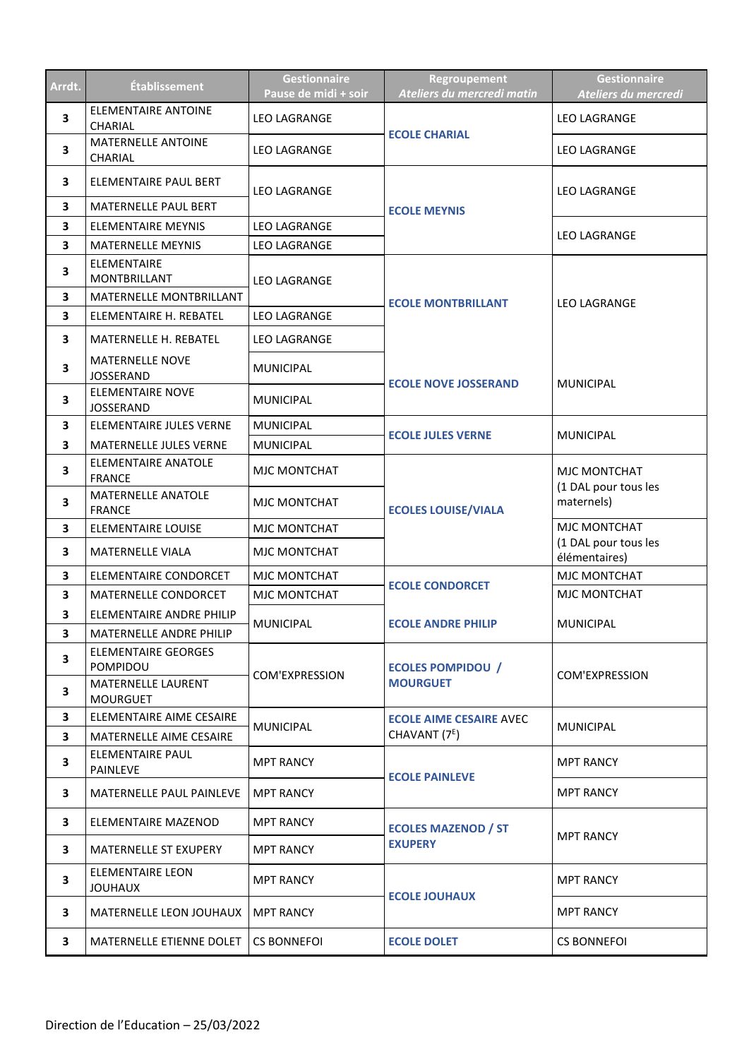| Arrdt. | Établissement | Gestionnaire Pause de midi + soir | Regroupement *Ateliers du mercredi matin* | Gestionnaire *Ateliers du mercredi* |
|---|---|---|---|---|
| 3 | ELEMENTAIRE ANTOINE CHARIAL | LEO LAGRANGE | **ECOLE CHARIAL** | LEO LAGRANGE |
| 3 | MATERNELLE ANTOINE CHARIAL | LEO LAGRANGE | | LEO LAGRANGE |
| 3 | ELEMENTAIRE PAUL BERT | LEO LAGRANGE | **ECOLE MEYNIS** | LEO LAGRANGE |
| 3 | MATERNELLE PAUL BERT | | | |
| 3 | ELEMENTAIRE MEYNIS | LEO LAGRANGE | | LEO LAGRANGE |
| 3 | MATERNELLE MEYNIS | LEO LAGRANGE | | |
| 3 | ELEMENTAIRE MONTBRILLANT | LEO LAGRANGE | **ECOLE MONTBRILLANT** | LEO LAGRANGE |
| 3 | MATERNELLE MONTBRILLANT | | | |
| 3 | ELEMENTAIRE H. REBATEL | LEO LAGRANGE | | |
| 3 | MATERNELLE H. REBATEL | LEO LAGRANGE | | |
| 3 | MATERNELLE NOVE JOSSERAND | MUNICIPAL | **ECOLE NOVE JOSSERAND** | MUNICIPAL |
| 3 | ELEMENTAIRE NOVE JOSSERAND | MUNICIPAL | | |
| 3 | ELEMENTAIRE JULES VERNE | MUNICIPAL | **ECOLE JULES VERNE** | MUNICIPAL |
| 3 | MATERNELLE JULES VERNE | MUNICIPAL | | |
| 3 | ELEMENTAIRE ANATOLE FRANCE | MJC MONTCHAT | **ECOLES LOUISE/VIALA** | MJC MONTCHAT (1 DAL pour tous les maternels) |
| 3 | MATERNELLE ANATOLE FRANCE | MJC MONTCHAT | | |
| 3 | ELEMENTAIRE LOUISE | MJC MONTCHAT | | MJC MONTCHAT (1 DAL pour tous les élémentaires) |
| 3 | MATERNELLE VIALA | MJC MONTCHAT | | |
| 3 | ELEMENTAIRE CONDORCET | MJC MONTCHAT | **ECOLE CONDORCET** | MJC MONTCHAT |
| 3 | MATERNELLE CONDORCET | MJC MONTCHAT | | MJC MONTCHAT |
| 3 | ELEMENTAIRE ANDRE PHILIP | MUNICIPAL | **ECOLE ANDRE PHILIP** | MUNICIPAL |
| 3 | MATERNELLE ANDRE PHILIP | | | |
| 3 | ELEMENTAIRE GEORGES POMPIDOU | COM'EXPRESSION | **ECOLES POMPIDOU / MOURGUET** | COM'EXPRESSION |
| 3 | MATERNELLE LAURENT MOURGUET | | | |
| 3 | ELEMENTAIRE AIME CESAIRE | MUNICIPAL | **ECOLE AIME CESAIRE** AVEC CHAVANT (7$^{E}$) | MUNICIPAL |
| 3 | MATERNELLE AIME CESAIRE | | | |
| 3 | ELEMENTAIRE PAUL PAINLEVE | MPT RANCY | **ECOLE PAINLEVE** | MPT RANCY |
| 3 | MATERNELLE PAUL PAINLEVE | MPT RANCY | | MPT RANCY |
| 3 | ELEMENTAIRE MAZENOD | MPT RANCY | **ECOLES MAZENOD / ST EXUPERY** | MPT RANCY |
| 3 | MATERNELLE ST EXUPERY | MPT RANCY | | |
| 3 | ELEMENTAIRE LEON JOUHAUX | MPT RANCY | **ECOLE JOUHAUX** | MPT RANCY |
| 3 | MATERNELLE LEON JOUHAUX | MPT RANCY | | MPT RANCY |
| 3 | MATERNELLE ETIENNE DOLET | CS BONNEFOI | **ECOLE DOLET** | CS BONNEFOI |

Direction de l'Education – 25/03/2022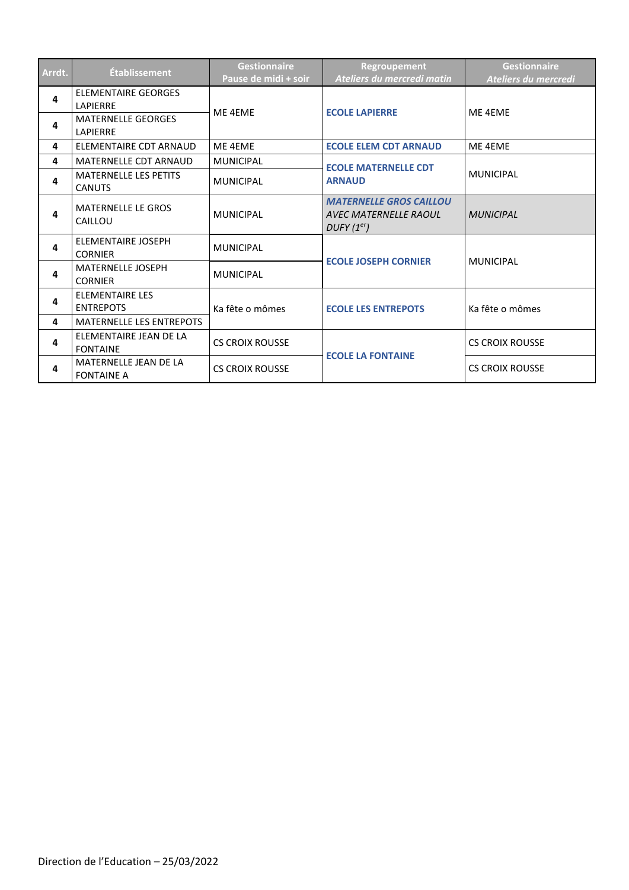| Arrdt. | Établissement | Gestionnaire Pause de midi + soir | Regroupement *Ateliers du mercredi matin* | Gestionnaire *Ateliers du mercredi* |
|---|---|---|---|---|
| 4 | ELEMENTAIRE GEORGES LAPIERRE | ME 4EME | **ECOLE LAPIERRE** | ME 4EME |
| 4 | MATERNELLE GEORGES LAPIERRE | | | |
| 4 | ELEMENTAIRE CDT ARNAUD | ME 4EME | **ECOLE ELEM CDT ARNAUD** | ME 4EME |
| 4 | MATERNELLE CDT ARNAUD | MUNICIPAL | **ECOLE MATERNELLE CDT ARNAUD** | MUNICIPAL |
| 4 | MATERNELLE LES PETITS CANUTS | MUNICIPAL | | |
| 4 | MATERNELLE LE GROS CAILLOU | MUNICIPAL | ***MATERNELLE GROS CAILLOU*** *AVEC MATERNELLE RAOUL DUFY (1er)* | *MUNICIPAL* |
| 4 | ELEMENTAIRE JOSEPH CORNIER | MUNICIPAL | **ECOLE JOSEPH CORNIER** | MUNICIPAL |
| 4 | MATERNELLE JOSEPH CORNIER | MUNICIPAL | | |
| 4 | ELEMENTAIRE LES ENTREPOTS | Ka fête o mômes | **ECOLE LES ENTREPOTS** | Ka fête o mômes |
| 4 | MATERNELLE LES ENTREPOTS | | | |
| 4 | ELEMENTAIRE JEAN DE LA FONTAINE | CS CROIX ROUSSE | **ECOLE LA FONTAINE** | CS CROIX ROUSSE |
| 4 | MATERNELLE JEAN DE LA FONTAINE A | CS CROIX ROUSSE | | CS CROIX ROUSSE |

Direction de l'Education – 25/03/2022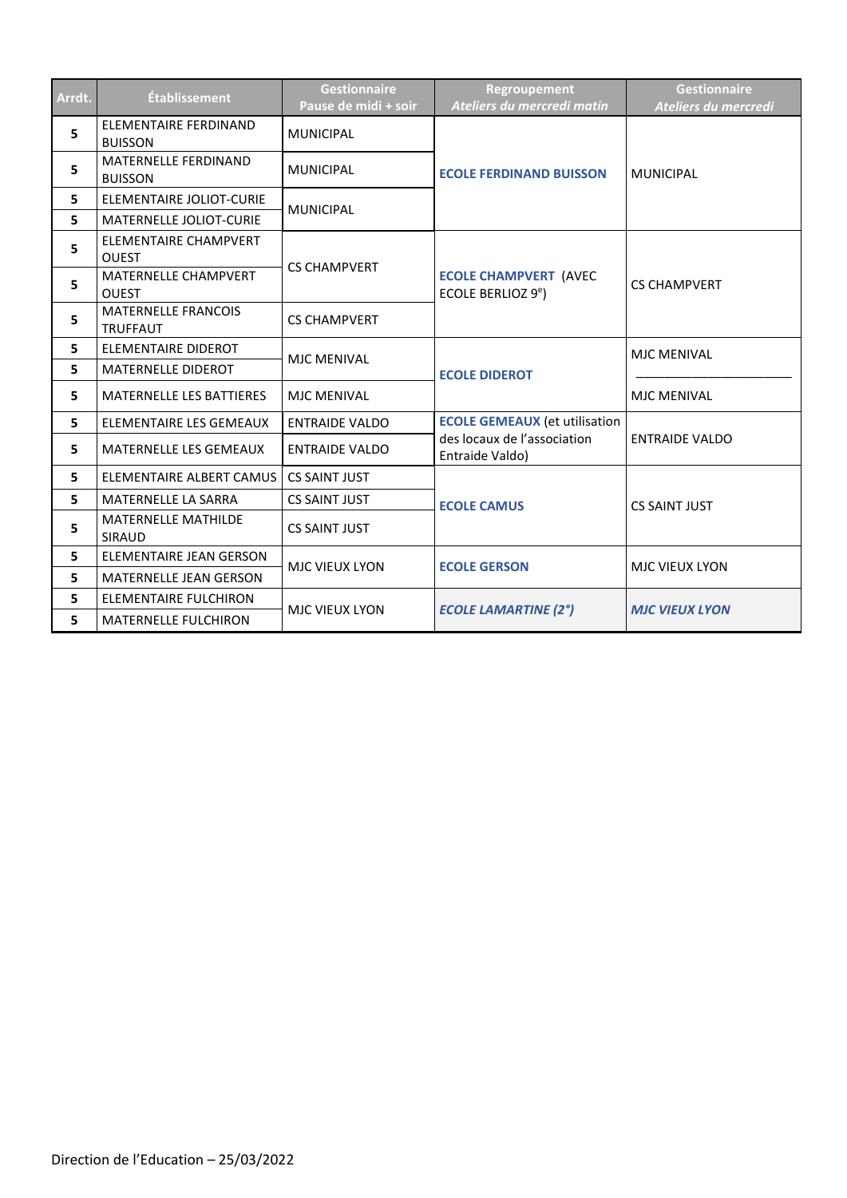| Arrdt. | Établissement | Gestionnaire Pause de midi + soir | Regroupement *Ateliers du mercredi matin* | Gestionnaire *Ateliers du mercredi* |
|---|---|---|---|---|
| **5** | ELEMENTAIRE FERDINAND BUISSON | MUNICIPAL | **ECOLE FERDINAND BUISSON** | MUNICIPAL |
| **5** | MATERNELLE FERDINAND BUISSON | MUNICIPAL | | |
| **5** | ELEMENTAIRE JOLIOT-CURIE | MUNICIPAL | | |
| **5** | MATERNELLE JOLIOT-CURIE | | | |
| **5** | ELEMENTAIRE CHAMPVERT OUEST | CS CHAMPVERT | **ECOLE CHAMPVERT** (AVEC ECOLE BERLIOZ 9e) | CS CHAMPVERT |
| **5** | MATERNELLE CHAMPVERT OUEST | | | |
| **5** | MATERNELLE FRANCOIS TRUFFAUT | CS CHAMPVERT | | |
| **5** | ELEMENTAIRE DIDEROT | MJC MENIVAL | **ECOLE DIDEROT** | MJC MENIVAL |
| **5** | MATERNELLE DIDEROT | | | |
| **5** | MATERNELLE LES BATTIERES | MJC MENIVAL | | MJC MENIVAL |
| **5** | ELEMENTAIRE LES GEMEAUX | ENTRAIDE VALDO | **ECOLE GEMEAUX** (et utilisation des locaux de l'association Entraide Valdo) | ENTRAIDE VALDO |
| **5** | MATERNELLE LES GEMEAUX | ENTRAIDE VALDO | | |
| **5** | ELEMENTAIRE ALBERT CAMUS | CS SAINT JUST | **ECOLE CAMUS** | CS SAINT JUST |
| **5** | MATERNELLE LA SARRA | CS SAINT JUST | | |
| **5** | MATERNELLE MATHILDE SIRAUD | CS SAINT JUST | | |
| **5** | ELEMENTAIRE JEAN GERSON | MJC VIEUX LYON | **ECOLE GERSON** | MJC VIEUX LYON |
| **5** | MATERNELLE JEAN GERSON | | | |
| **5** | ELEMENTAIRE FULCHIRON | MJC VIEUX LYON | ***ECOLE LAMARTINE (2°)*** | ***MJC VIEUX LYON*** |
| **5** | MATERNELLE FULCHIRON | | | |

Direction de l'Education – 25/03/2022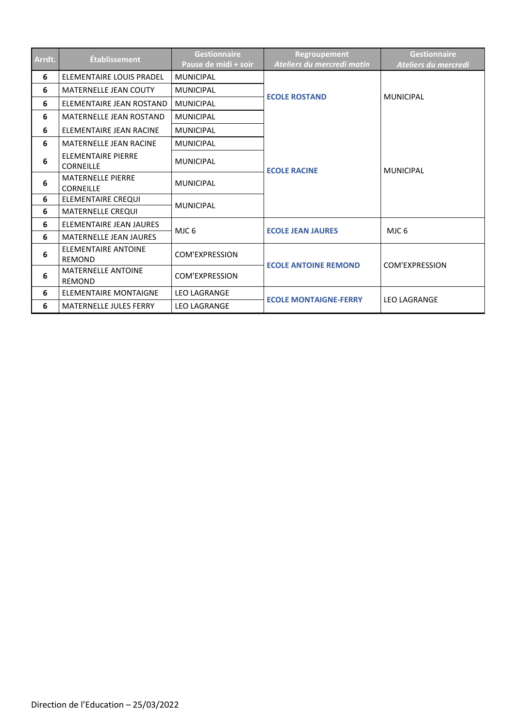| Arrdt. | Établissement | Gestionnaire Pause de midi + soir | Regroupement *Ateliers du mercredi matin* | Gestionnaire *Ateliers du mercredi* |
|---|---|---|---|---|
| **6** | ELEMENTAIRE LOUIS PRADEL | MUNICIPAL | **ECOLE ROSTAND** | MUNICIPAL |
| **6** | MATERNELLE JEAN COUTY | MUNICIPAL | | |
| **6** | ELEMENTAIRE JEAN ROSTAND | MUNICIPAL | | |
| **6** | MATERNELLE JEAN ROSTAND | MUNICIPAL | | |
| **6** | ELEMENTAIRE JEAN RACINE | MUNICIPAL | **ECOLE RACINE** | MUNICIPAL |
| **6** | MATERNELLE JEAN RACINE | MUNICIPAL | | |
| **6** | ELEMENTAIRE PIERRE CORNEILLE | MUNICIPAL | | |
| **6** | MATERNELLE PIERRE CORNEILLE | MUNICIPAL | | |
| **6** | ELEMENTAIRE CREQUI | MUNICIPAL | | |
| **6** | MATERNELLE CREQUI | | | |
| **6** | ELEMENTAIRE JEAN JAURES | MJC 6 | **ECOLE JEAN JAURES** | MJC 6 |
| **6** | MATERNELLE JEAN JAURES | | | |
| **6** | ELEMENTAIRE ANTOINE REMOND | COM'EXPRESSION | **ECOLE ANTOINE REMOND** | COM'EXPRESSION |
| **6** | MATERNELLE ANTOINE REMOND | COM'EXPRESSION | | |
| **6** | ELEMENTAIRE MONTAIGNE | LEO LAGRANGE | **ECOLE MONTAIGNE-FERRY** | LEO LAGRANGE |
| **6** | MATERNELLE JULES FERRY | LEO LAGRANGE | | |

Direction de l'Education – 25/03/2022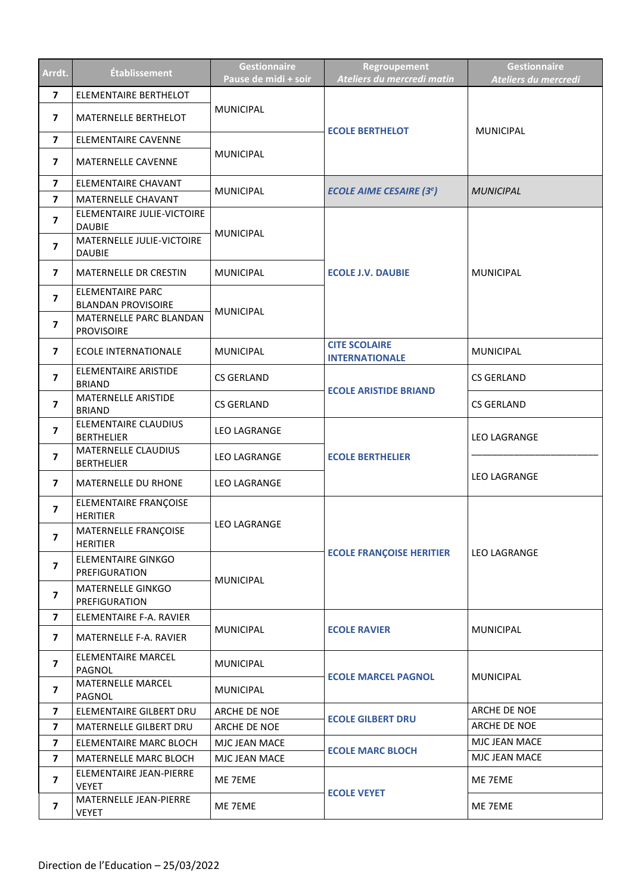| Arrdt. | Établissement | Gestionnaire Pause de midi + soir | Regroupement *Ateliers du mercredi matin* | Gestionnaire *Ateliers du mercredi* |
|---|---|---|---|---|
| 7 | ELEMENTAIRE BERTHELOT | MUNICIPAL | **ECOLE BERTHELOT** | MUNICIPAL |
| 7 | MATERNELLE BERTHELOT | | | |
| 7 | ELEMENTAIRE CAVENNE | MUNICIPAL | | |
| 7 | MATERNELLE CAVENNE | | | |
| 7 | ELEMENTAIRE CHAVANT | MUNICIPAL | ***ECOLE AIME CESAIRE (3e)*** | *MUNICIPAL* |
| 7 | MATERNELLE CHAVANT | | | |
| 7 | ELEMENTAIRE JULIE-VICTOIRE DAUBIE | MUNICIPAL | **ECOLE J.V. DAUBIE** | MUNICIPAL |
| 7 | MATERNELLE JULIE-VICTOIRE DAUBIE | | | |
| 7 | MATERNELLE DR CRESTIN | MUNICIPAL | | |
| 7 | ELEMENTAIRE PARC BLANDAN PROVISOIRE | MUNICIPAL | | |
| 7 | MATERNELLE PARC BLANDAN PROVISOIRE | | | |
| 7 | ECOLE INTERNATIONALE | MUNICIPAL | **CITE SCOLAIRE INTERNATIONALE** | MUNICIPAL |
| 7 | ELEMENTAIRE ARISTIDE BRIAND | CS GERLAND | **ECOLE ARISTIDE BRIAND** | CS GERLAND |
| 7 | MATERNELLE ARISTIDE BRIAND | CS GERLAND | | CS GERLAND |
| 7 | ELEMENTAIRE CLAUDIUS BERTHELIER | LEO LAGRANGE | **ECOLE BERTHELIER** | LEO LAGRANGE |
| 7 | MATERNELLE CLAUDIUS BERTHELIER | LEO LAGRANGE | | |
| 7 | MATERNELLE DU RHONE | LEO LAGRANGE | | LEO LAGRANGE |
| 7 | ELEMENTAIRE FRANÇOISE HERITIER | LEO LAGRANGE | **ECOLE FRANÇOISE HERITIER** | LEO LAGRANGE |
| 7 | MATERNELLE FRANÇOISE HERITIER | | | |
| 7 | ELEMENTAIRE GINKGO PREFIGURATION | MUNICIPAL | | |
| 7 | MATERNELLE GINKGO PREFIGURATION | | | |
| 7 | ELEMENTAIRE F-A. RAVIER | MUNICIPAL | **ECOLE RAVIER** | MUNICIPAL |
| 7 | MATERNELLE F-A. RAVIER | | | |
| 7 | ELEMENTAIRE MARCEL PAGNOL | MUNICIPAL | **ECOLE MARCEL PAGNOL** | MUNICIPAL |
| 7 | MATERNELLE MARCEL PAGNOL | MUNICIPAL | | |
| 7 | ELEMENTAIRE GILBERT DRU | ARCHE DE NOE | **ECOLE GILBERT DRU** | ARCHE DE NOE |
| 7 | MATERNELLE GILBERT DRU | ARCHE DE NOE | | ARCHE DE NOE |
| 7 | ELEMENTAIRE MARC BLOCH | MJC JEAN MACE | **ECOLE MARC BLOCH** | MJC JEAN MACE |
| 7 | MATERNELLE MARC BLOCH | MJC JEAN MACE | | MJC JEAN MACE |
| 7 | ELEMENTAIRE JEAN-PIERRE VEYET | ME 7EME | **ECOLE VEYET** | ME 7EME |
| 7 | MATERNELLE JEAN-PIERRE VEYET | ME 7EME | | ME 7EME |

Direction de l'Education – 25/03/2022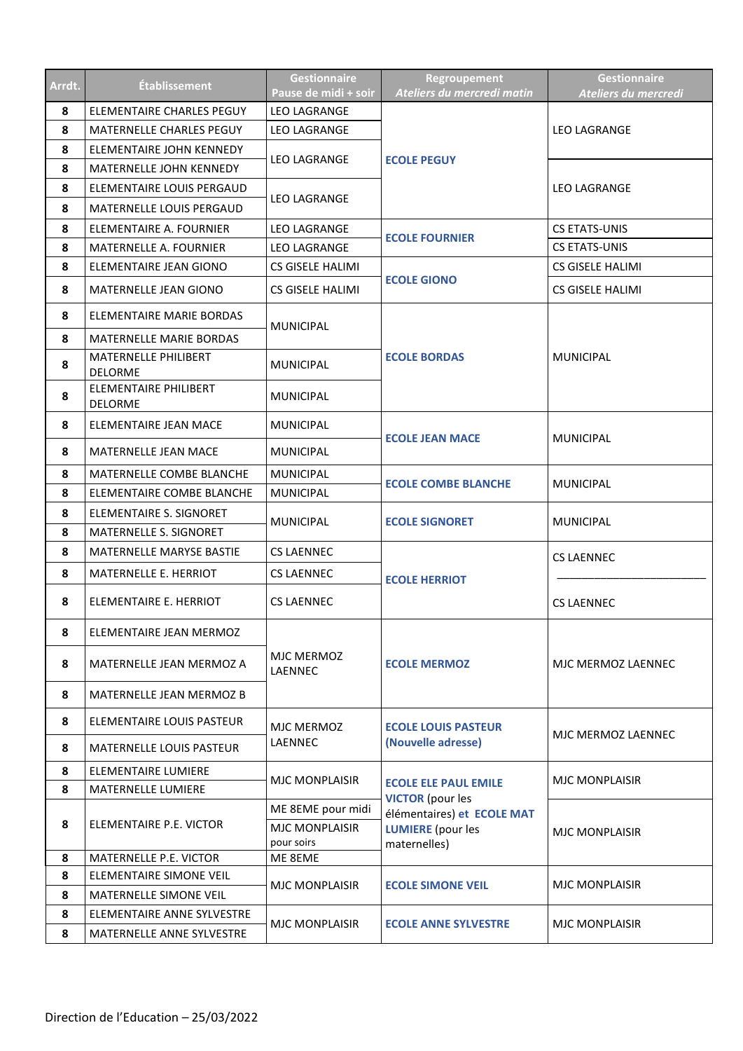| Arrdt. | Établissement | Gestionnaire Pause de midi + soir | Regroupement *Ateliers du mercredi matin* | Gestionnaire *Ateliers du mercredi* |
|---|---|---|---|---|
| **8** | ELEMENTAIRE CHARLES PEGUY | LEO LAGRANGE | **ECOLE PEGUY** | LEO LAGRANGE |
| **8** | MATERNELLE CHARLES PEGUY | LEO LAGRANGE | | |
| **8** | ELEMENTAIRE JOHN KENNEDY | LEO LAGRANGE | | |
| **8** | MATERNELLE JOHN KENNEDY | | | LEO LAGRANGE |
| **8** | ELEMENTAIRE LOUIS PERGAUD | LEO LAGRANGE | | |
| **8** | MATERNELLE LOUIS PERGAUD | | | |
| **8** | ELEMENTAIRE A. FOURNIER | LEO LAGRANGE | **ECOLE FOURNIER** | CS ETATS-UNIS |
| **8** | MATERNELLE A. FOURNIER | LEO LAGRANGE | | CS ETATS-UNIS |
| **8** | ELEMENTAIRE JEAN GIONO | CS GISELE HALIMI | **ECOLE GIONO** | CS GISELE HALIMI |
| **8** | MATERNELLE JEAN GIONO | CS GISELE HALIMI | | CS GISELE HALIMI |
| **8** | ELEMENTAIRE MARIE BORDAS | MUNICIPAL | **ECOLE BORDAS** | MUNICIPAL |
| **8** | MATERNELLE MARIE BORDAS | | | |
| **8** | MATERNELLE PHILIBERT DELORME | MUNICIPAL | | |
| **8** | ELEMENTAIRE PHILIBERT DELORME | MUNICIPAL | | |
| **8** | ELEMENTAIRE JEAN MACE | MUNICIPAL | **ECOLE JEAN MACE** | MUNICIPAL |
| **8** | MATERNELLE JEAN MACE | MUNICIPAL | | |
| **8** | MATERNELLE COMBE BLANCHE | MUNICIPAL | **ECOLE COMBE BLANCHE** | MUNICIPAL |
| **8** | ELEMENTAIRE COMBE BLANCHE | MUNICIPAL | | |
| **8** | ELEMENTAIRE S. SIGNORET | MUNICIPAL | **ECOLE SIGNORET** | MUNICIPAL |
| **8** | MATERNELLE S. SIGNORET | | | |
| **8** | MATERNELLE MARYSE BASTIE | CS LAENNEC | **ECOLE HERRIOT** | CS LAENNEC |
| **8** | MATERNELLE E. HERRIOT | CS LAENNEC | | |
| **8** | ELEMENTAIRE E. HERRIOT | CS LAENNEC | | CS LAENNEC |
| **8** | ELEMENTAIRE JEAN MERMOZ | MJC MERMOZ LAENNEC | **ECOLE MERMOZ** | MJC MERMOZ LAENNEC |
| **8** | MATERNELLE JEAN MERMOZ A | | | |
| **8** | MATERNELLE JEAN MERMOZ B | | | |
| **8** | ELEMENTAIRE LOUIS PASTEUR | MJC MERMOZ LAENNEC | **ECOLE LOUIS PASTEUR (Nouvelle adresse)** | MJC MERMOZ LAENNEC |
| **8** | MATERNELLE LOUIS PASTEUR | | | |
| **8** | ELEMENTAIRE LUMIERE | MJC MONPLAISIR | **ECOLE ELE PAUL EMILE VICTOR** (pour les élémentaires) **et ECOLE MAT LUMIERE** (pour les maternelles) | MJC MONPLAISIR |
| **8** | MATERNELLE LUMIERE | | | |
| **8** | ELEMENTAIRE P.E. VICTOR | ME 8EME pour midi / MJC MONPLAISIR pour soirs | | MJC MONPLAISIR |
| **8** | MATERNELLE P.E. VICTOR | ME 8EME | | |
| **8** | ELEMENTAIRE SIMONE VEIL | MJC MONPLAISIR | **ECOLE SIMONE VEIL** | MJC MONPLAISIR |
| **8** | MATERNELLE SIMONE VEIL | | | |
| **8** | ELEMENTAIRE ANNE SYLVESTRE | MJC MONPLAISIR | **ECOLE ANNE SYLVESTRE** | MJC MONPLAISIR |
| **8** | MATERNELLE ANNE SYLVESTRE | | | |

Direction de l'Education – 25/03/2022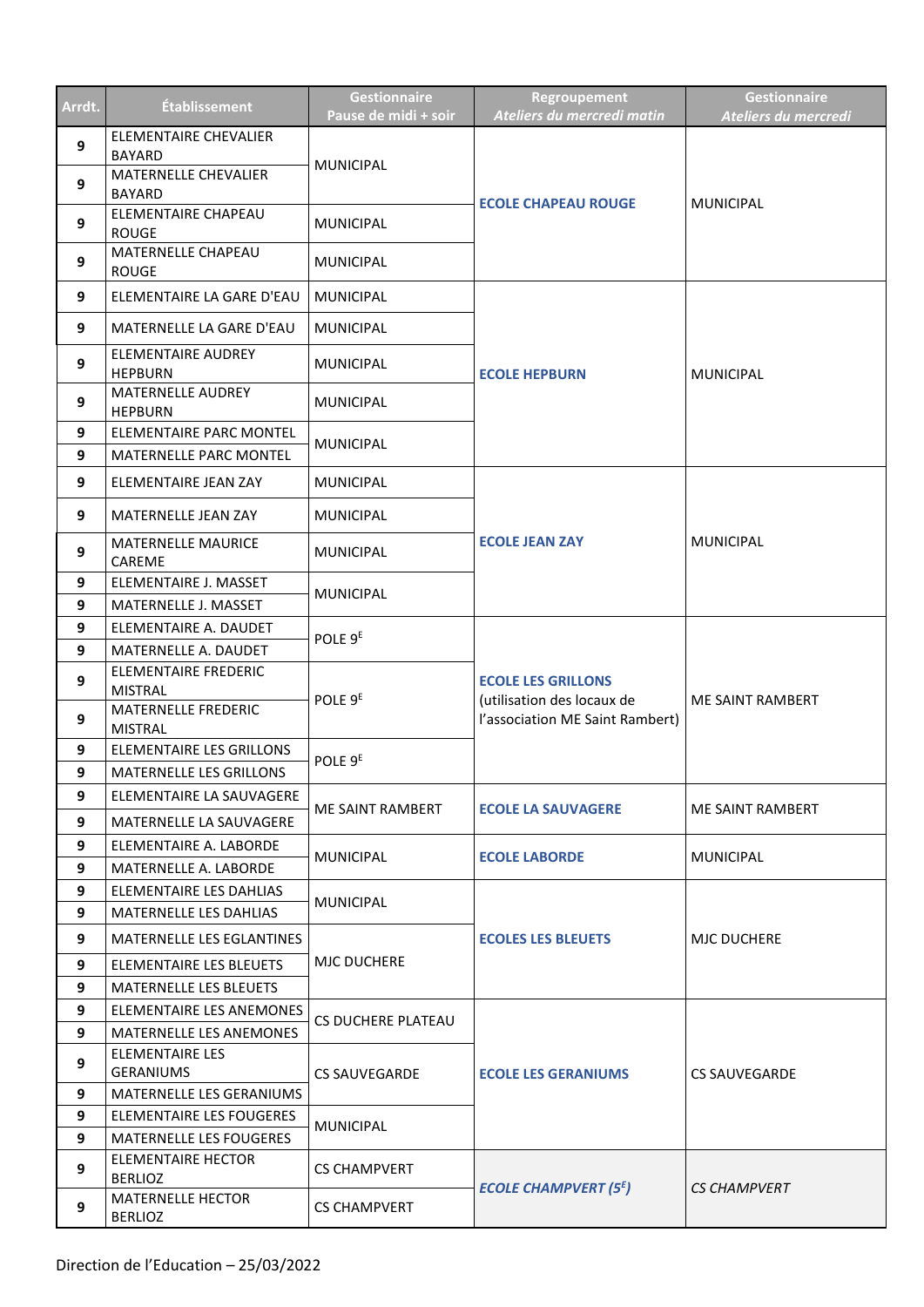| Arrdt. | Établissement | Gestionnaire Pause de midi + soir | Regroupement *Ateliers du mercredi matin* | Gestionnaire *Ateliers du mercredi* |
|---|---|---|---|---|
| 9 | ELEMENTAIRE CHEVALIER BAYARD | MUNICIPAL | **ECOLE CHAPEAU ROUGE** | MUNICIPAL |
| 9 | MATERNELLE CHEVALIER BAYARD | | | |
| 9 | ELEMENTAIRE CHAPEAU ROUGE | MUNICIPAL | | |
| 9 | MATERNELLE CHAPEAU ROUGE | MUNICIPAL | | |
| 9 | ELEMENTAIRE LA GARE D'EAU | MUNICIPAL | **ECOLE HEPBURN** | MUNICIPAL |
| 9 | MATERNELLE LA GARE D'EAU | MUNICIPAL | | |
| 9 | ELEMENTAIRE AUDREY HEPBURN | MUNICIPAL | | |
| 9 | MATERNELLE AUDREY HEPBURN | MUNICIPAL | | |
| 9 | ELEMENTAIRE PARC MONTEL | MUNICIPAL | | |
| 9 | MATERNELLE PARC MONTEL | | | |
| 9 | ELEMENTAIRE JEAN ZAY | MUNICIPAL | **ECOLE JEAN ZAY** | MUNICIPAL |
| 9 | MATERNELLE JEAN ZAY | MUNICIPAL | | |
| 9 | MATERNELLE MAURICE CAREME | MUNICIPAL | | |
| 9 | ELEMENTAIRE J. MASSET | MUNICIPAL | | |
| 9 | MATERNELLE J. MASSET | | | |
| 9 | ELEMENTAIRE A. DAUDET | POLE 9$^{E}$ | **ECOLE LES GRILLONS** (utilisation des locaux de l'association ME Saint Rambert) | ME SAINT RAMBERT |
| 9 | MATERNELLE A. DAUDET | | | |
| 9 | ELEMENTAIRE FREDERIC MISTRAL | POLE 9$^{E}$ | | |
| 9 | MATERNELLE FREDERIC MISTRAL | | | |
| 9 | ELEMENTAIRE LES GRILLONS | POLE 9$^{E}$ | | |
| 9 | MATERNELLE LES GRILLONS | | | |
| 9 | ELEMENTAIRE LA SAUVAGERE | ME SAINT RAMBERT | **ECOLE LA SAUVAGERE** | ME SAINT RAMBERT |
| 9 | MATERNELLE LA SAUVAGERE | | | |
| 9 | ELEMENTAIRE A. LABORDE | MUNICIPAL | **ECOLE LABORDE** | MUNICIPAL |
| 9 | MATERNELLE A. LABORDE | | | |
| 9 | ELEMENTAIRE LES DAHLIAS | MUNICIPAL | **ECOLES LES BLEUETS** | MJC DUCHERE |
| 9 | MATERNELLE LES DAHLIAS | | | |
| 9 | MATERNELLE LES EGLANTINES | MJC DUCHERE | | |
| 9 | ELEMENTAIRE LES BLEUETS | | | |
| 9 | MATERNELLE LES BLEUETS | | | |
| 9 | ELEMENTAIRE LES ANEMONES | CS DUCHERE PLATEAU | **ECOLE LES GERANIUMS** | CS SAUVEGARDE |
| 9 | MATERNELLE LES ANEMONES | | | |
| 9 | ELEMENTAIRE LES GERANIUMS | CS SAUVEGARDE | | |
| 9 | MATERNELLE LES GERANIUMS | | | |
| 9 | ELEMENTAIRE LES FOUGERES | MUNICIPAL | | |
| 9 | MATERNELLE LES FOUGERES | | | |
| 9 | ELEMENTAIRE HECTOR BERLIOZ | CS CHAMPVERT | ***ECOLE CHAMPVERT (5$^{E}$)*** | *CS CHAMPVERT* |
| 9 | MATERNELLE HECTOR BERLIOZ | CS CHAMPVERT | | |

Direction de l'Education – 25/03/2022